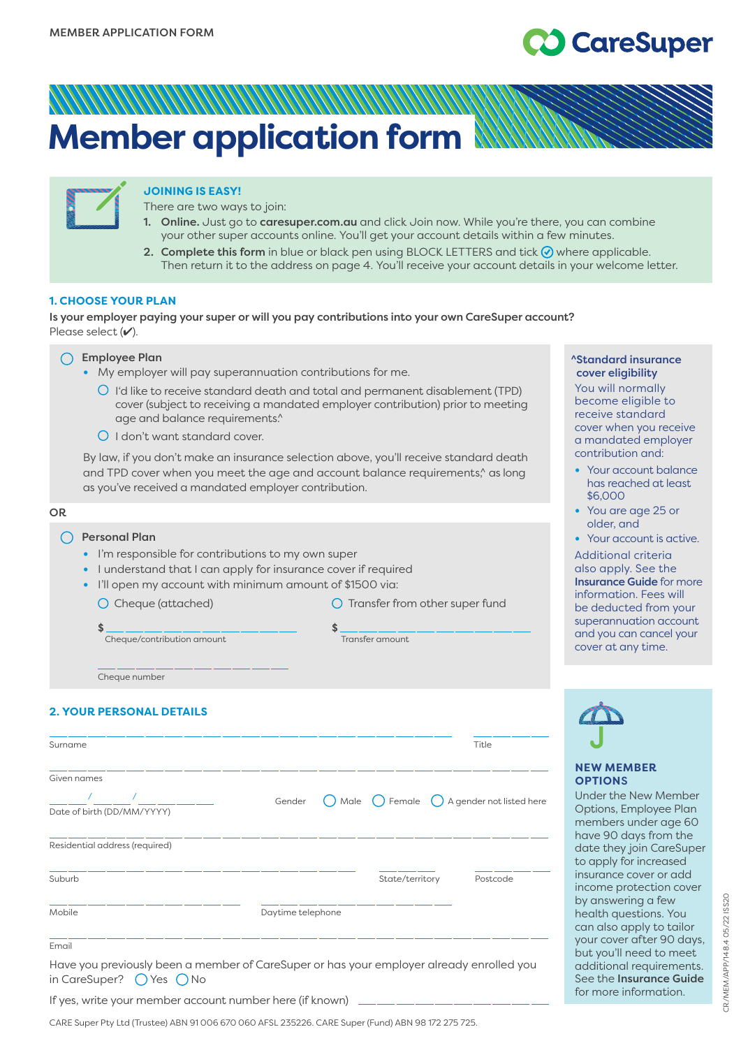# Member application form

**JOINING IS EASY!**

There are two ways to join:

1. **Online.** Just go to **caresuper.com.au** and click Join now. While you're there, you can combine your other super accounts online. You'll get your account details within a few minutes.
2. **Complete this form** in blue or black pen using BLOCK LETTERS and tick ✓ where applicable. Then return it to the address on page 4. You'll receive your account details in your welcome letter.

## 1. CHOOSE YOUR PLAN

**Is your employer paying your super or will you pay contributions into your own CareSuper account?**
Please select (✔).

○ **Employee Plan**

- My employer will pay superannuation contributions for me.
  - ○ I'd like to receive standard death and total and permanent disablement (TPD) cover (subject to receiving a mandated employer contribution) prior to meeting age and balance requirements.^
  - ○ I don't want standard cover.

By law, if you don't make an insurance selection above, you'll receive standard death and TPD cover when you meet the age and account balance requirements,^ as long as you've received a mandated employer contribution.

**OR**

○ **Personal Plan**

- I'm responsible for contributions to my own super
- I understand that I can apply for insurance cover if required
- I'll open my account with minimum amount of $1500 via:

○ Cheque (attached)

$ ______________________
Cheque/contribution amount

○ Transfer from other super fund

$ ______________________
Transfer amount

______________________
Cheque number

**^Standard insurance cover eligibility**

You will normally become eligible to receive standard cover when you receive a mandated employer contribution and:

- Your account balance has reached at least $6,000
- You are age 25 or older, and
- Your account is active.

Additional criteria also apply. See the **Insurance Guide** for more information. Fees will be deducted from your superannuation account and you can cancel your cover at any time.

## 2. YOUR PERSONAL DETAILS

______________________ Surname

______________________ Title

______________________ Given names

___ ___ / ___ ___ / ___ ___ ___ ___ Date of birth (DD/MM/YYYY)

Gender ○ Male ○ Female ○ A gender not listed here

______________________ Residential address (required)

______________________ Suburb

______________________ State/territory

______________________ Postcode

______________________ Mobile

______________________ Daytime telephone

______________________ Email

Have you previously been a member of CareSuper or has your employer already enrolled you in CareSuper? ○ Yes ○ No

If yes, write your member account number here (if known) ______________________

**NEW MEMBER OPTIONS**

Under the New Member Options, Employee Plan members under age 60 have 90 days from the date they join CareSuper to apply for increased insurance cover or add income protection cover by answering a few health questions. You can also apply to tailor your cover after 90 days, but you'll need to meet additional requirements. See the **Insurance Guide** for more information.

CARE Super Pty Ltd (Trustee) ABN 91 006 670 060 AFSL 235226. CARE Super (Fund) ABN 98 172 275 725.

CR/MEM/APP/148.4 05/22 IS520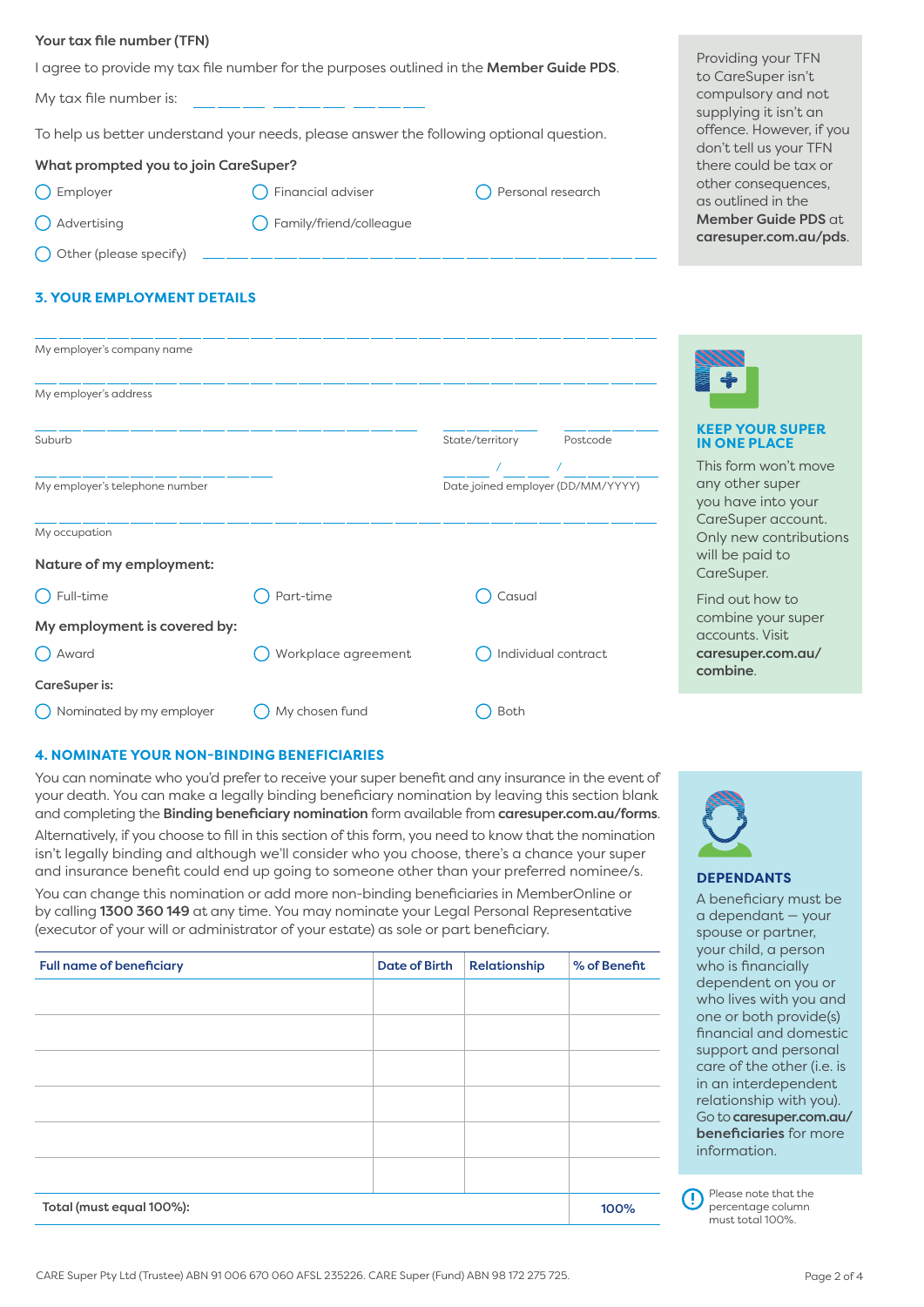**Your tax file number (TFN)**

I agree to provide my tax file number for the purposes outlined in the **Member Guide PDS**.

My tax file number is: ___ ___ ___ ___ ___ ___ ___ ___ ___

To help us better understand your needs, please answer the following optional question.

**What prompted you to join CareSuper?**

- ◯ Employer
- ◯ Financial adviser
- ◯ Personal research
- ◯ Advertising
- ◯ Family/friend/colleague
- ◯ Other (please specify) ______________________________

Providing your TFN to CareSuper isn't compulsory and not supplying it isn't an offence. However, if you don't tell us your TFN there could be tax or other consequences, as outlined in the **Member Guide PDS** at **caresuper.com.au/pds**.

## 3. YOUR EMPLOYMENT DETAILS

______________________________
My employer's company name

______________________________
My employer's address

______________________________ ______________ ______________
Suburb | State/territory | Postcode

______________________________ ___ / ___ / ______
My employer's telephone number | Date joined employer (DD/MM/YYYY)

______________________________
My occupation

**Nature of my employment:**

- ◯ Full-time
- ◯ Part-time
- ◯ Casual

**My employment is covered by:**

- ◯ Award
- ◯ Workplace agreement
- ◯ Individual contract

**CareSuper is:**

- ◯ Nominated by my employer
- ◯ My chosen fund
- ◯ Both

**KEEP YOUR SUPER IN ONE PLACE**

This form won't move any other super you have into your CareSuper account. Only new contributions will be paid to CareSuper.

Find out how to combine your super accounts. Visit **caresuper.com.au/combine**.

## 4. NOMINATE YOUR NON-BINDING BENEFICIARIES

You can nominate who you'd prefer to receive your super benefit and any insurance in the event of your death. You can make a legally binding beneficiary nomination by leaving this section blank and completing the **Binding beneficiary nomination** form available from **caresuper.com.au/forms**.

Alternatively, if you choose to fill in this section of this form, you need to know that the nomination isn't legally binding and although we'll consider who you choose, there's a chance your super and insurance benefit could end up going to someone other than your preferred nominee/s.

You can change this nomination or add more non-binding beneficiaries in MemberOnline or by calling **1300 360 149** at any time. You may nominate your Legal Personal Representative (executor of your will or administrator of your estate) as sole or part beneficiary.

| Full name of beneficiary | Date of Birth | Relationship | % of Benefit |
|---|---|---|---|
| | | | |
| | | | |
| | | | |
| | | | |
| | | | |
| | | | |
| **Total (must equal 100%):** | | | 100% |

**DEPENDANTS**

A beneficiary must be a dependant – your spouse or partner, your child, a person who is financially dependent on you or who lives with you and one or both provide(s) financial and domestic support and personal care of the other (i.e. is in an interdependent relationship with you). Go to **caresuper.com.au/beneficiaries** for more information.

Please note that the percentage column must total 100%.

CARE Super Pty Ltd (Trustee) ABN 91 006 670 060 AFSL 235226. CARE Super (Fund) ABN 98 172 275 725.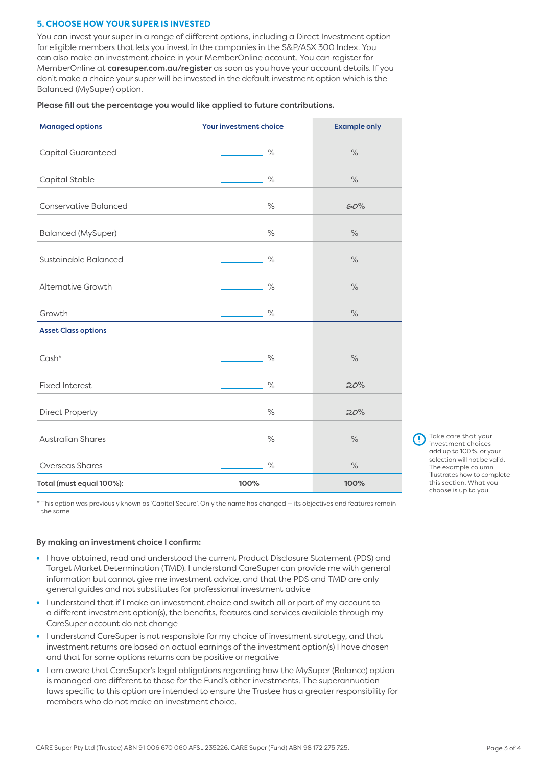### 5. CHOOSE HOW YOUR SUPER IS INVESTED

You can invest your super in a range of different options, including a Direct Investment option for eligible members that lets you invest in the companies in the S&P/ASX 300 Index. You can also make an investment choice in your MemberOnline account. You can register for MemberOnline at **caresuper.com.au/register** as soon as you have your account details. If you don't make a choice your super will be invested in the default investment option which is the Balanced (MySuper) option.

**Please fill out the percentage you would like applied to future contributions.**

| Managed options | Your investment choice | Example only |
|---|---|---|
| Capital Guaranteed | ______ % | % |
| Capital Stable | ______ % | % |
| Conservative Balanced | ______ % | 60% |
| Balanced (MySuper) | ______ % | % |
| Sustainable Balanced | ______ % | % |
| Alternative Growth | ______ % | % |
| Growth | ______ % | % |
| **Asset Class options** | | |
| Cash* | ______ % | % |
| Fixed Interest | ______ % | 20% |
| Direct Property | ______ % | 20% |
| Australian Shares | ______ % | % |
| Overseas Shares | ______ % | % |
| **Total (must equal 100%):** | **100%** | **100%** |

\* This option was previously known as 'Capital Secure'. Only the name has changed — its objectives and features remain the same.

Take care that your investment choices add up to 100%, or your selection will not be valid. The example column illustrates how to complete this section. What you choose is up to you.

**By making an investment choice I confirm:**

- I have obtained, read and understood the current Product Disclosure Statement (PDS) and Target Market Determination (TMD). I understand CareSuper can provide me with general information but cannot give me investment advice, and that the PDS and TMD are only general guides and not substitutes for professional investment advice
- I understand that if I make an investment choice and switch all or part of my account to a different investment option(s), the benefits, features and services available through my CareSuper account do not change
- I understand CareSuper is not responsible for my choice of investment strategy, and that investment returns are based on actual earnings of the investment option(s) I have chosen and that for some options returns can be positive or negative
- I am aware that CareSuper's legal obligations regarding how the MySuper (Balance) option is managed are different to those for the Fund's other investments. The superannuation laws specific to this option are intended to ensure the Trustee has a greater responsibility for members who do not make an investment choice.

CARE Super Pty Ltd (Trustee) ABN 91 006 670 060 AFSL 235226. CARE Super (Fund) ABN 98 172 275 725.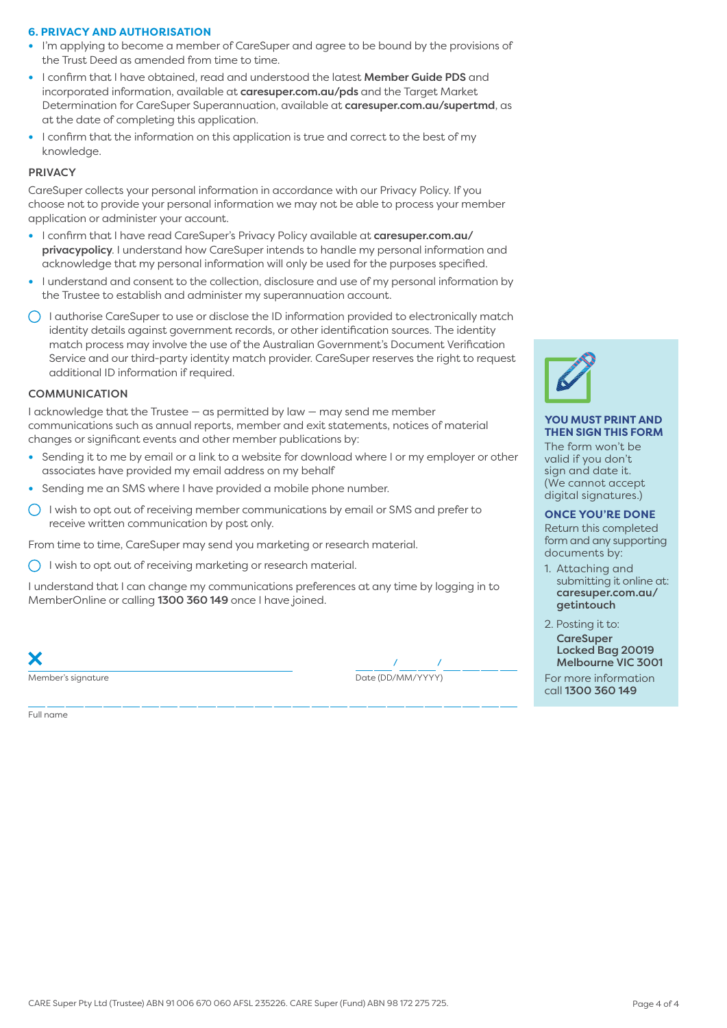## 6. PRIVACY AND AUTHORISATION

- I'm applying to become a member of CareSuper and agree to be bound by the provisions of the Trust Deed as amended from time to time.
- I confirm that I have obtained, read and understood the latest **Member Guide PDS** and incorporated information, available at **caresuper.com.au/pds** and the Target Market Determination for CareSuper Superannuation, available at **caresuper.com.au/supertmd**, as at the date of completing this application.
- I confirm that the information on this application is true and correct to the best of my knowledge.

### PRIVACY

CareSuper collects your personal information in accordance with our Privacy Policy. If you choose not to provide your personal information we may not be able to process your member application or administer your account.

- I confirm that I have read CareSuper's Privacy Policy available at **caresuper.com.au/privacypolicy**. I understand how CareSuper intends to handle my personal information and acknowledge that my personal information will only be used for the purposes specified.
- I understand and consent to the collection, disclosure and use of my personal information by the Trustee to establish and administer my superannuation account.

☐ I authorise CareSuper to use or disclose the ID information provided to electronically match identity details against government records, or other identification sources. The identity match process may involve the use of the Australian Government's Document Verification Service and our third-party identity match provider. CareSuper reserves the right to request additional ID information if required.

### COMMUNICATION

I acknowledge that the Trustee — as permitted by law — may send me member communications such as annual reports, member and exit statements, notices of material changes or significant events and other member publications by:

- Sending it to me by email or a link to a website for download where I or my employer or other associates have provided my email address on my behalf
- Sending me an SMS where I have provided a mobile phone number.

☐ I wish to opt out of receiving member communications by email or SMS and prefer to receive written communication by post only.

From time to time, CareSuper may send you marketing or research material.

☐ I wish to opt out of receiving marketing or research material.

I understand that I can change my communications preferences at any time by logging in to MemberOnline or calling **1300 360 149** once I have joined.

**X** ______________________________
Member's signature

____/____/________
Date (DD/MM/YYYY)

____________________________________________
Full name

**YOU MUST PRINT AND THEN SIGN THIS FORM**

The form won't be valid if you don't sign and date it. (We cannot accept digital signatures.)

**ONCE YOU'RE DONE**

Return this completed form and any supporting documents by:

1. Attaching and submitting it online at: **caresuper.com.au/getintouch**
2. Posting it to:
   **CareSuper**
   **Locked Bag 20019**
   **Melbourne VIC 3001**

For more information call **1300 360 149**

CARE Super Pty Ltd (Trustee) ABN 91 006 670 060 AFSL 235226. CARE Super (Fund) ABN 98 172 275 725.